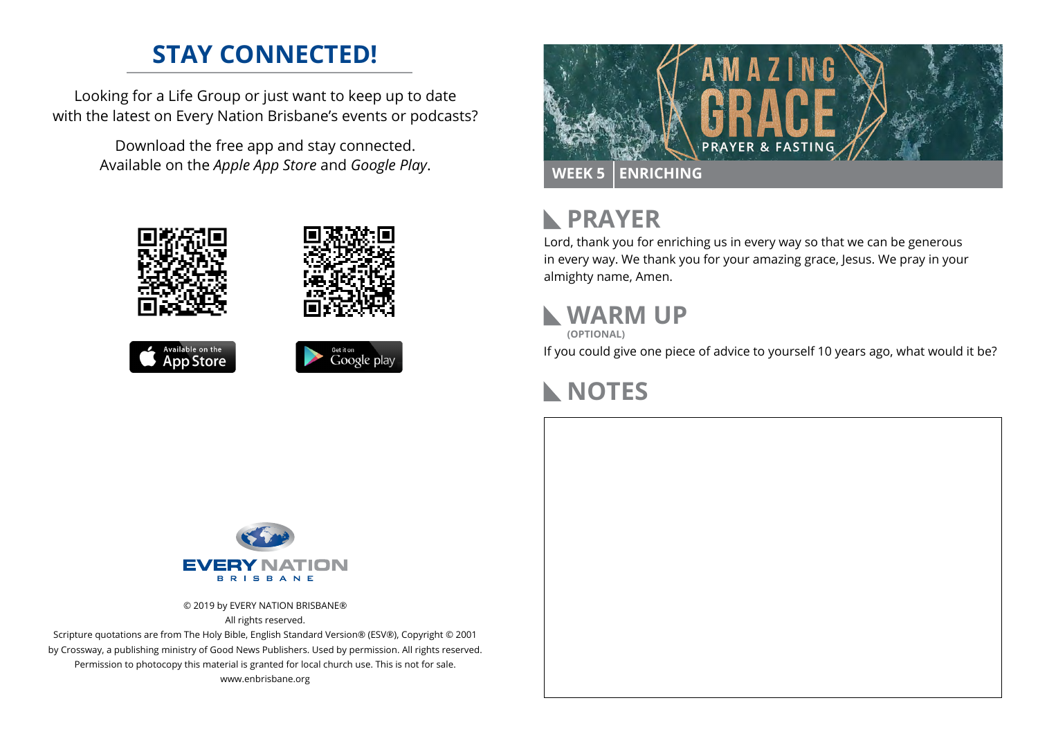## STAY CONNECTED!

Looking for a Life Group or just want to keep up to date with the latest on Every Nation Brisbane's events or podcasts?

Download the free app and stay connected. Available on the *Apple App Store* and *Google Play*.

Available on the App Store

Get it on Google play

EVERY NATION BRISBANE

© 2019 by EVERY NATION BRISBANE®
All rights reserved.
Scripture quotations are from The Holy Bible, English Standard Version® (ESV®), Copyright © 2001 by Crossway, a publishing ministry of Good News Publishers. Used by permission. All rights reserved.
Permission to photocopy this material is granted for local church use. This is not for sale.
www.enbrisbane.org

# AMAZING GRACE

PRAYER & FASTING

**WEEK 5** | **ENRICHING**

## PRAYER

Lord, thank you for enriching us in every way so that we can be generous in every way. We thank you for your amazing grace, Jesus. We pray in your almighty name, Amen.

## WARM UP

**(OPTIONAL)**

If you could give one piece of advice to yourself 10 years ago, what would it be?

## NOTES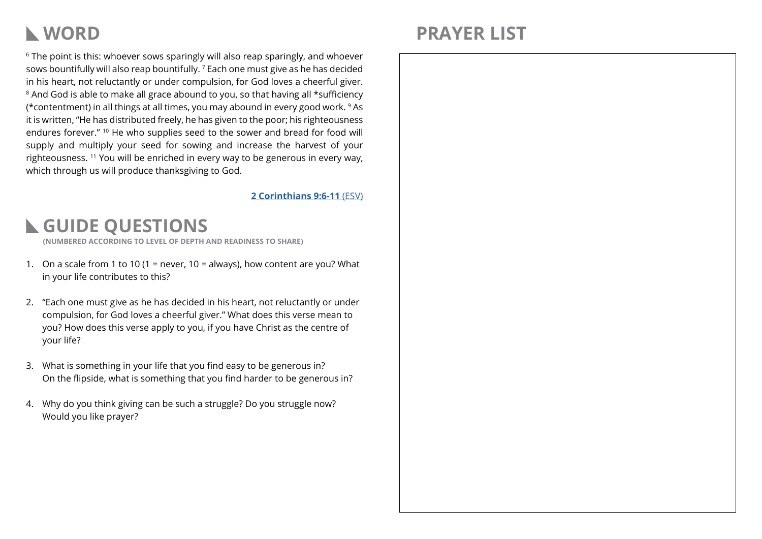## WORD

[6] The point is this: whoever sows sparingly will also reap sparingly, and whoever sows bountifully will also reap bountifully. [7] Each one must give as he has decided in his heart, not reluctantly or under compulsion, for God loves a cheerful giver. [8] And God is able to make all grace abound to you, so that having all *sufficiency (*contentment) in all things at all times, you may abound in every good work. [9] As it is written, "He has distributed freely, he has given to the poor; his righteousness endures forever." [10] He who supplies seed to the sower and bread for food will supply and multiply your seed for sowing and increase the harvest of your righteousness. [11] You will be enriched in every way to be generous in every way, which through us will produce thanksgiving to God.

**2 Corinthians 9:6-11** (ESV)

## GUIDE QUESTIONS

**(NUMBERED ACCORDING TO LEVEL OF DEPTH AND READINESS TO SHARE)**

1. On a scale from 1 to 10 (1 = never, 10 = always), how content are you? What in your life contributes to this?

2. "Each one must give as he has decided in his heart, not reluctantly or under compulsion, for God loves a cheerful giver." What does this verse mean to you? How does this verse apply to you, if you have Christ as the centre of your life?

3. What is something in your life that you find easy to be generous in? On the flipside, what is something that you find harder to be generous in?

4. Why do you think giving can be such a struggle? Do you struggle now? Would you like prayer?

## PRAYER LIST